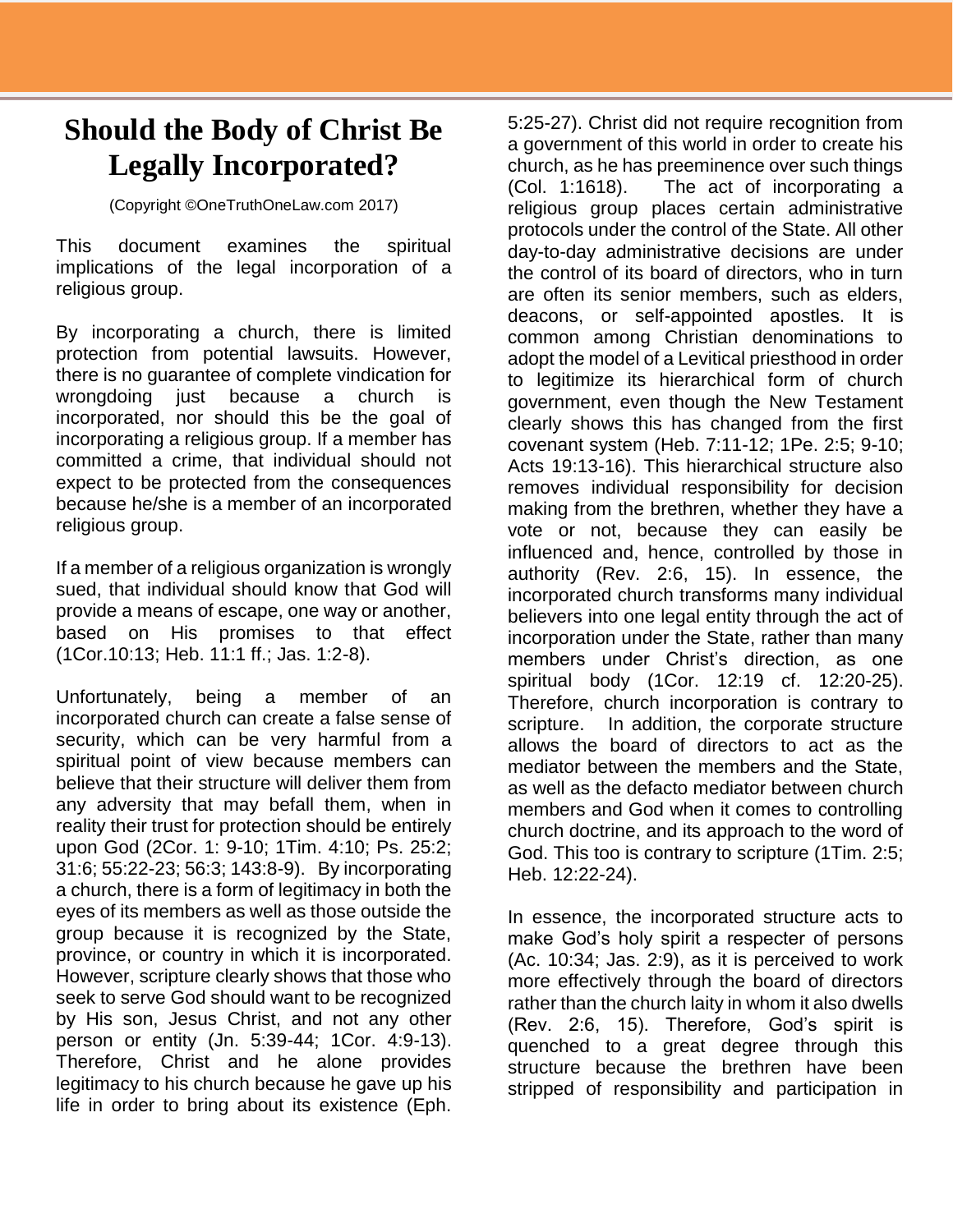# Should the Body of Christ Be Legally Incorporated?

(Copyright ©OneTruthOneLaw.com 2017)

This document examines the spiritual implications of the legal incorporation of a religious group.

By incorporating a church, there is limited protection from potential lawsuits. However, there is no guarantee of complete vindication for wrongdoing just because a church is incorporated, nor should this be the goal of incorporating a religious group. If a member has committed a crime, that individual should not expect to be protected from the consequences because he/she is a member of an incorporated religious group.

If a member of a religious organization is wrongly sued, that individual should know that God will provide a means of escape, one way or another, based on His promises to that effect (1Cor.10:13; Heb. 11:1 ff.; Jas. 1:2-8).

Unfortunately, being a member of an incorporated church can create a false sense of security, which can be very harmful from a spiritual point of view because members can believe that their structure will deliver them from any adversity that may befall them, when in reality their trust for protection should be entirely upon God (2Cor. 1: 9-10; 1Tim. 4:10; Ps. 25:2; 31:6; 55:22-23; 56:3; 143:8-9). By incorporating a church, there is a form of legitimacy in both the eyes of its members as well as those outside the group because it is recognized by the State, province, or country in which it is incorporated. However, scripture clearly shows that those who seek to serve God should want to be recognized by His son, Jesus Christ, and not any other person or entity (Jn. 5:39-44; 1Cor. 4:9-13). Therefore, Christ and he alone provides legitimacy to his church because he gave up his life in order to bring about its existence (Eph. 5:25-27). Christ did not require recognition from a government of this world in order to create his church, as he has preeminence over such things (Col. 1:1618). The act of incorporating a religious group places certain administrative protocols under the control of the State. All other day-to-day administrative decisions are under the control of its board of directors, who in turn are often its senior members, such as elders, deacons, or self-appointed apostles. It is common among Christian denominations to adopt the model of a Levitical priesthood in order to legitimize its hierarchical form of church government, even though the New Testament clearly shows this has changed from the first covenant system (Heb. 7:11-12; 1Pe. 2:5; 9-10; Acts 19:13-16). This hierarchical structure also removes individual responsibility for decision making from the brethren, whether they have a vote or not, because they can easily be influenced and, hence, controlled by those in authority (Rev. 2:6, 15). In essence, the incorporated church transforms many individual believers into one legal entity through the act of incorporation under the State, rather than many members under Christ's direction, as one spiritual body (1Cor. 12:19 cf. 12:20-25). Therefore, church incorporation is contrary to scripture. In addition, the corporate structure allows the board of directors to act as the mediator between the members and the State, as well as the defacto mediator between church members and God when it comes to controlling church doctrine, and its approach to the word of God. This too is contrary to scripture (1Tim. 2:5; Heb. 12:22-24).

In essence, the incorporated structure acts to make God's holy spirit a respecter of persons (Ac. 10:34; Jas. 2:9), as it is perceived to work more effectively through the board of directors rather than the church laity in whom it also dwells (Rev. 2:6, 15). Therefore, God's spirit is quenched to a great degree through this structure because the brethren have been stripped of responsibility and participation in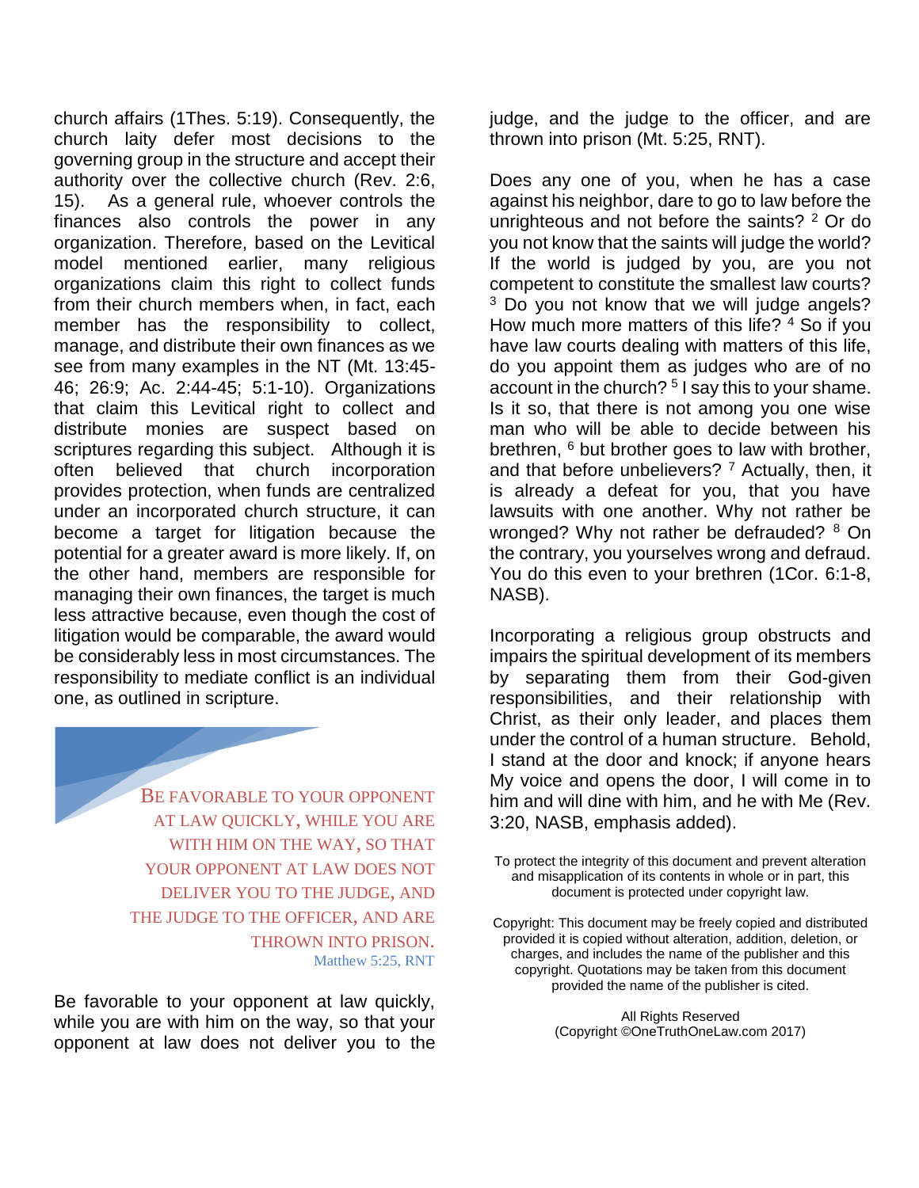church affairs (1Thes. 5:19). Consequently, the church laity defer most decisions to the governing group in the structure and accept their authority over the collective church (Rev. 2:6, 15). As a general rule, whoever controls the finances also controls the power in any organization. Therefore, based on the Levitical model mentioned earlier, many religious organizations claim this right to collect funds from their church members when, in fact, each member has the responsibility to collect, manage, and distribute their own finances as we see from many examples in the NT (Mt. 13:45-46; 26:9; Ac. 2:44-45; 5:1-10). Organizations that claim this Levitical right to collect and distribute monies are suspect based on scriptures regarding this subject. Although it is often believed that church incorporation provides protection, when funds are centralized under an incorporated church structure, it can become a target for litigation because the potential for a greater award is more likely. If, on the other hand, members are responsible for managing their own finances, the target is much less attractive because, even though the cost of litigation would be comparable, the award would be considerably less in most circumstances. The responsibility to mediate conflict is an individual one, as outlined in scripture.

> BE FAVORABLE TO YOUR OPPONENT AT LAW QUICKLY, WHILE YOU ARE WITH HIM ON THE WAY, SO THAT YOUR OPPONENT AT LAW DOES NOT DELIVER YOU TO THE JUDGE, AND THE JUDGE TO THE OFFICER, AND ARE THROWN INTO PRISON.
> Matthew 5:25, RNT

Be favorable to your opponent at law quickly, while you are with him on the way, so that your opponent at law does not deliver you to the judge, and the judge to the officer, and are thrown into prison (Mt. 5:25, RNT).

Does any one of you, when he has a case against his neighbor, dare to go to law before the unrighteous and not before the saints? [2] Or do you not know that the saints will judge the world? If the world is judged by you, are you not competent to constitute the smallest law courts? [3] Do you not know that we will judge angels? How much more matters of this life? [4] So if you have law courts dealing with matters of this life, do you appoint them as judges who are of no account in the church? [5] I say this to your shame. Is it so, that there is not among you one wise man who will be able to decide between his brethren, [6] but brother goes to law with brother, and that before unbelievers? [7] Actually, then, it is already a defeat for you, that you have lawsuits with one another. Why not rather be wronged? Why not rather be defrauded? [8] On the contrary, you yourselves wrong and defraud. You do this even to your brethren (1Cor. 6:1-8, NASB).

Incorporating a religious group obstructs and impairs the spiritual development of its members by separating them from their God-given responsibilities, and their relationship with Christ, as their only leader, and places them under the control of a human structure. Behold, I stand at the door and knock; if anyone hears My voice and opens the door, I will come in to him and will dine with him, and he with Me (Rev. 3:20, NASB, emphasis added).

To protect the integrity of this document and prevent alteration and misapplication of its contents in whole or in part, this document is protected under copyright law.

Copyright: This document may be freely copied and distributed provided it is copied without alteration, addition, deletion, or charges, and includes the name of the publisher and this copyright. Quotations may be taken from this document provided the name of the publisher is cited.

All Rights Reserved
(Copyright ©OneTruthOneLaw.com 2017)